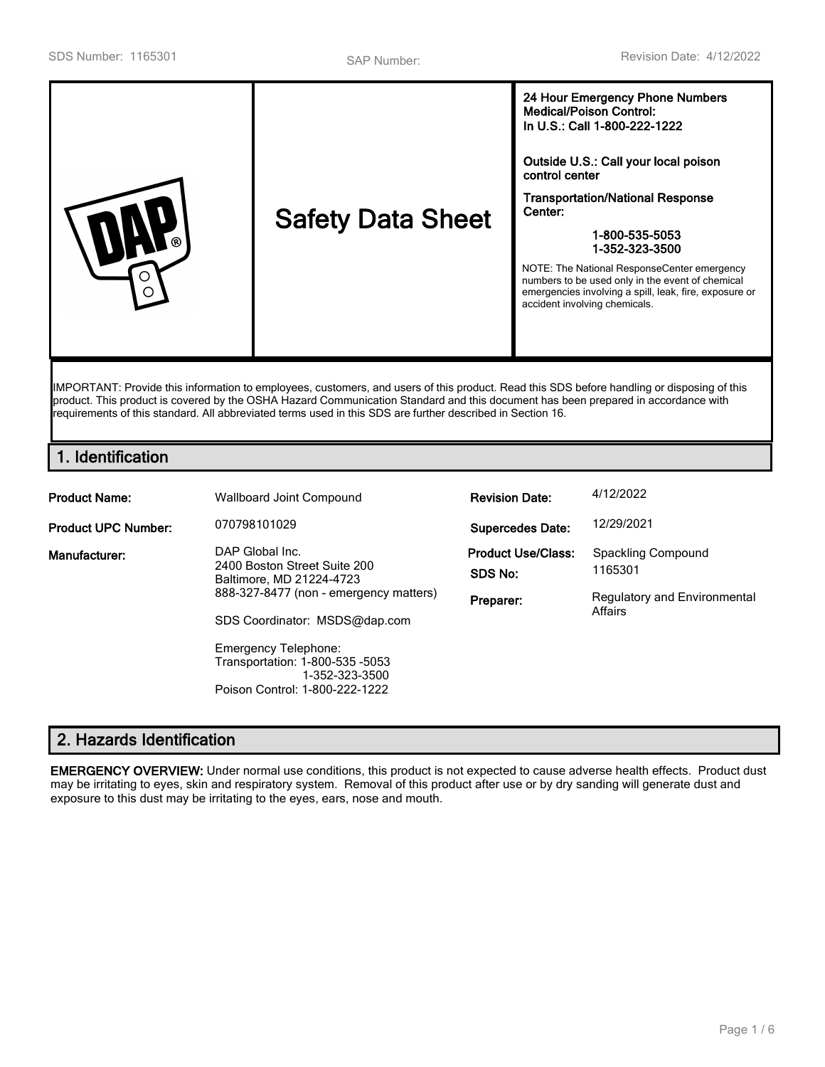SDS Number: 1165301 SAP Number: Revision Date: 4/12/2022

| | Safety Data Sheet | **24 Hour Emergency Phone Numbers Medical/Poison Control: In U.S.: Call 1-800-222-1222**<br><br>**Outside U.S.: Call your local poison control center**<br><br>**Transportation/National Response Center:**<br><br>**1-800-535-5053**<br>**1-352-323-3500**<br><br>NOTE: The National ResponseCenter emergency numbers to be used only in the event of chemical emergencies involving a spill, leak, fire, exposure or accident involving chemicals. |
|---|---|---|

IMPORTANT: Provide this information to employees, customers, and users of this product. Read this SDS before handling or disposing of this product. This product is covered by the OSHA Hazard Communication Standard and this document has been prepared in accordance with requirements of this standard. All abbreviated terms used in this SDS are further described in Section 16.

## 1. Identification

| | | | |
|---|---|---|---|
| **Product Name:** | Wallboard Joint Compound | **Revision Date:** | 4/12/2022 |
| **Product UPC Number:** | 070798101029 | **Supercedes Date:** | 12/29/2021 |
| **Manufacturer:** | DAP Global Inc.<br>2400 Boston Street Suite 200<br>Baltimore, MD 21224-4723<br>888-327-8477 (non - emergency matters)<br><br>SDS Coordinator: MSDS@dap.com<br><br>Emergency Telephone:<br>Transportation: 1-800-535 -5053<br>1-352-323-3500<br>Poison Control: 1-800-222-1222 | **Product Use/Class:**<br>**SDS No:**<br><br>**Preparer:** | Spackling Compound<br>1165301<br><br>Regulatory and Environmental Affairs |

## 2. Hazards Identification

**EMERGENCY OVERVIEW:** Under normal use conditions, this product is not expected to cause adverse health effects. Product dust may be irritating to eyes, skin and respiratory system. Removal of this product after use or by dry sanding will generate dust and exposure to this dust may be irritating to the eyes, ears, nose and mouth.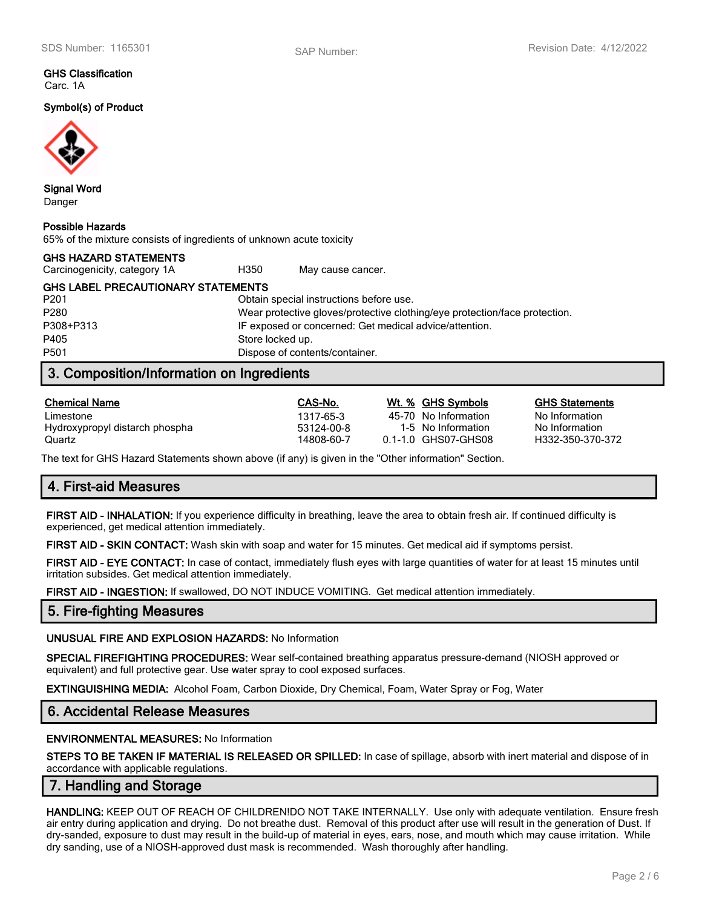**GHS Classification**
Carc. 1A

**Symbol(s) of Product**

**Signal Word**
Danger

**Possible Hazards**
65% of the mixture consists of ingredients of unknown acute toxicity

**GHS HAZARD STATEMENTS**

| | | |
|---|---|---|
| Carcinogenicity, category 1A | H350 | May cause cancer. |

**GHS LABEL PRECAUTIONARY STATEMENTS**

| | |
|---|---|
| P201 | Obtain special instructions before use. |
| P280 | Wear protective gloves/protective clothing/eye protection/face protection. |
| P308+P313 | IF exposed or concerned: Get medical advice/attention. |
| P405 | Store locked up. |
| P501 | Dispose of contents/container. |

## 3. Composition/Information on Ingredients

| Chemical Name | CAS-No. | Wt. % | GHS Symbols | GHS Statements |
|---|---|---|---|---|
| Limestone | 1317-65-3 | 45-70 | No Information | No Information |
| Hydroxypropyl distarch phospha | 53124-00-8 | 1-5 | No Information | No Information |
| Quartz | 14808-60-7 | 0.1-1.0 | GHS07-GHS08 | H332-350-370-372 |

The text for GHS Hazard Statements shown above (if any) is given in the "Other information" Section.

## 4. First-aid Measures

**FIRST AID - INHALATION:** If you experience difficulty in breathing, leave the area to obtain fresh air. If continued difficulty is experienced, get medical attention immediately.

**FIRST AID - SKIN CONTACT:** Wash skin with soap and water for 15 minutes. Get medical aid if symptoms persist.

**FIRST AID - EYE CONTACT:** In case of contact, immediately flush eyes with large quantities of water for at least 15 minutes until irritation subsides. Get medical attention immediately.

**FIRST AID - INGESTION:** If swallowed, DO NOT INDUCE VOMITING. Get medical attention immediately.

## 5. Fire-fighting Measures

**UNUSUAL FIRE AND EXPLOSION HAZARDS:** No Information

**SPECIAL FIREFIGHTING PROCEDURES:** Wear self-contained breathing apparatus pressure-demand (NIOSH approved or equivalent) and full protective gear. Use water spray to cool exposed surfaces.

**EXTINGUISHING MEDIA:** Alcohol Foam, Carbon Dioxide, Dry Chemical, Foam, Water Spray or Fog, Water

## 6. Accidental Release Measures

**ENVIRONMENTAL MEASURES:** No Information

**STEPS TO BE TAKEN IF MATERIAL IS RELEASED OR SPILLED:** In case of spillage, absorb with inert material and dispose of in accordance with applicable regulations.

## 7. Handling and Storage

**HANDLING:** KEEP OUT OF REACH OF CHILDREN!DO NOT TAKE INTERNALLY. Use only with adequate ventilation. Ensure fresh air entry during application and drying. Do not breathe dust. Removal of this product after use will result in the generation of Dust. If dry-sanded, exposure to dust may result in the build-up of material in eyes, ears, nose, and mouth which may cause irritation. While dry sanding, use of a NIOSH-approved dust mask is recommended. Wash thoroughly after handling.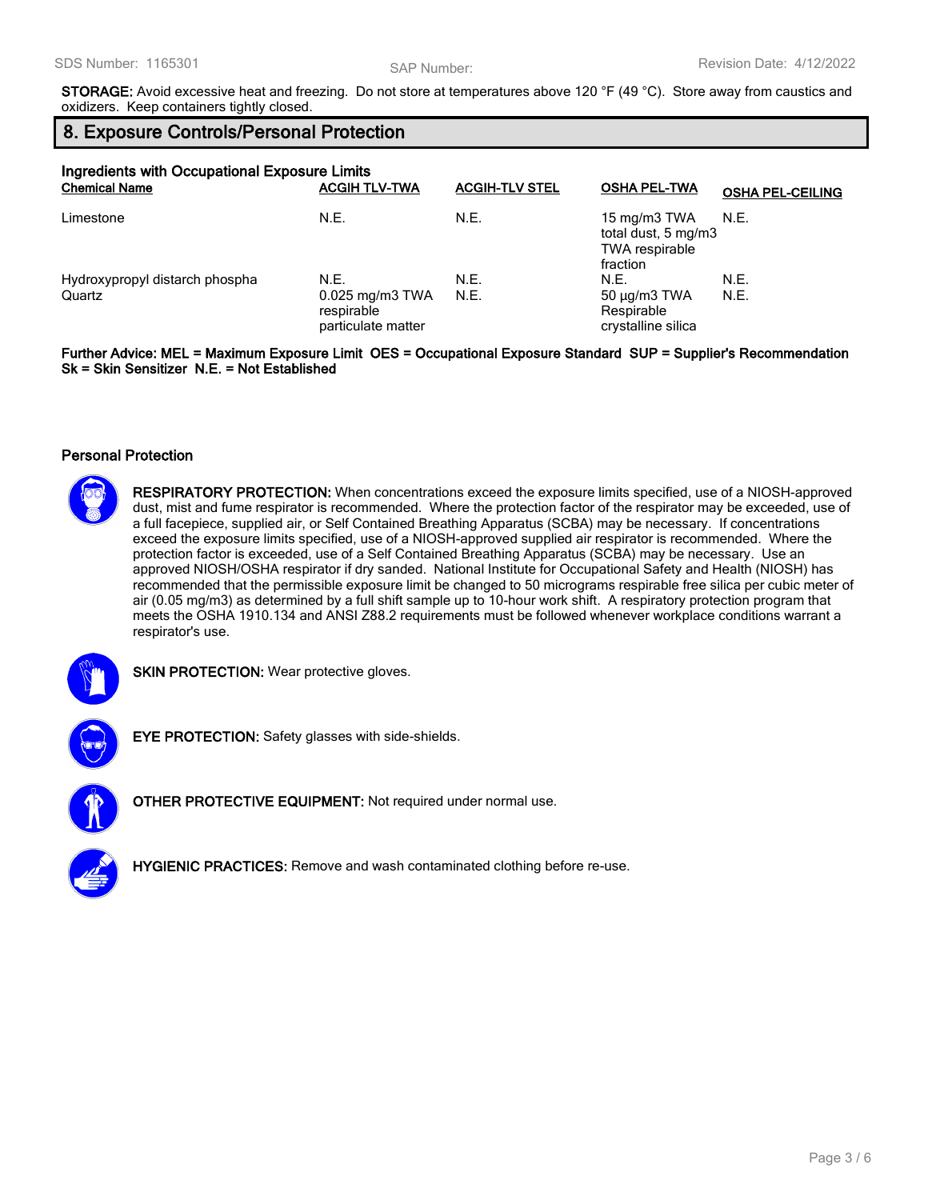**STORAGE:** Avoid excessive heat and freezing. Do not store at temperatures above 120 °F (49 °C). Store away from caustics and oxidizers. Keep containers tightly closed.

## 8. Exposure Controls/Personal Protection

### Ingredients with Occupational Exposure Limits

| Chemical Name | ACGIH TLV-TWA | ACGIH-TLV STEL | OSHA PEL-TWA | OSHA PEL-CEILING |
|---|---|---|---|---|
| Limestone | N.E. | N.E. | 15 mg/m3 TWA total dust, 5 mg/m3 TWA respirable fraction | N.E. |
| Hydroxypropyl distarch phospha | N.E. | N.E. | N.E. | N.E. |
| Quartz | 0.025 mg/m3 TWA respirable particulate matter | N.E. | 50 µg/m3 TWA Respirable crystalline silica | N.E. |

**Further Advice: MEL = Maximum Exposure Limit OES = Occupational Exposure Standard SUP = Supplier's Recommendation Sk = Skin Sensitizer N.E. = Not Established**

### Personal Protection

**RESPIRATORY PROTECTION:** When concentrations exceed the exposure limits specified, use of a NIOSH-approved dust, mist and fume respirator is recommended. Where the protection factor of the respirator may be exceeded, use of a full facepiece, supplied air, or Self Contained Breathing Apparatus (SCBA) may be necessary. If concentrations exceed the exposure limits specified, use of a NIOSH-approved supplied air respirator is recommended. Where the protection factor is exceeded, use of a Self Contained Breathing Apparatus (SCBA) may be necessary. Use an approved NIOSH/OSHA respirator if dry sanded. National Institute for Occupational Safety and Health (NIOSH) has recommended that the permissible exposure limit be changed to 50 micrograms respirable free silica per cubic meter of air (0.05 mg/m3) as determined by a full shift sample up to 10-hour work shift. A respiratory protection program that meets the OSHA 1910.134 and ANSI Z88.2 requirements must be followed whenever workplace conditions warrant a respirator's use.

**SKIN PROTECTION:** Wear protective gloves.

**EYE PROTECTION:** Safety glasses with side-shields.

**OTHER PROTECTIVE EQUIPMENT:** Not required under normal use.

**HYGIENIC PRACTICES:** Remove and wash contaminated clothing before re-use.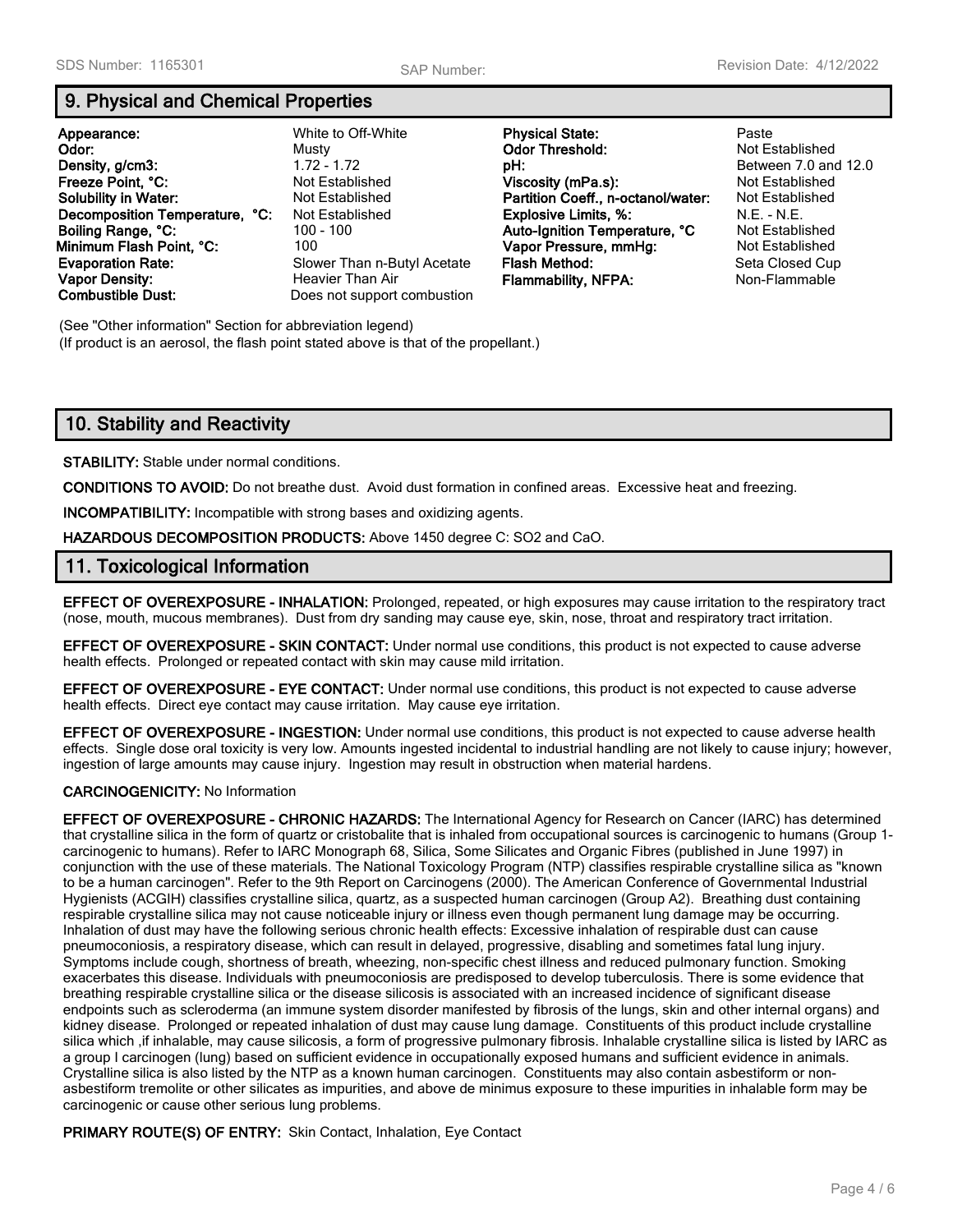## 9. Physical and Chemical Properties

| Property | Value | Property | Value |
|---|---|---|---|
| **Appearance:** | White to Off-White | **Physical State:** | Paste |
| **Odor:** | Musty | **Odor Threshold:** | Not Established |
| **Density, g/cm3:** | 1.72 - 1.72 | **pH:** | Between 7.0 and 12.0 |
| **Freeze Point, °C:** | Not Established | **Viscosity (mPa.s):** | Not Established |
| **Solubility in Water:** | Not Established | **Partition Coeff., n-octanol/water:** | Not Established |
| **Decomposition Temperature, °C:** | Not Established | **Explosive Limits, %:** | N.E. - N.E. |
| **Boiling Range, °C:** | 100 - 100 | **Auto-Ignition Temperature, °C** | Not Established |
| **Minimum Flash Point, °C:** | 100 | **Vapor Pressure, mmHg:** | Not Established |
| **Evaporation Rate:** | Slower Than n-Butyl Acetate | **Flash Method:** | Seta Closed Cup |
| **Vapor Density:** | Heavier Than Air | **Flammability, NFPA:** | Non-Flammable |
| **Combustible Dust:** | Does not support combustion | | |

(See "Other information" Section for abbreviation legend)
(If product is an aerosol, the flash point stated above is that of the propellant.)

## 10. Stability and Reactivity

**STABILITY:** Stable under normal conditions.

**CONDITIONS TO AVOID:** Do not breathe dust. Avoid dust formation in confined areas. Excessive heat and freezing.

**INCOMPATIBILITY:** Incompatible with strong bases and oxidizing agents.

**HAZARDOUS DECOMPOSITION PRODUCTS:** Above 1450 degree C: $SO_2$ and CaO.

## 11. Toxicological Information

**EFFECT OF OVEREXPOSURE - INHALATION:** Prolonged, repeated, or high exposures may cause irritation to the respiratory tract (nose, mouth, mucous membranes). Dust from dry sanding may cause eye, skin, nose, throat and respiratory tract irritation.

**EFFECT OF OVEREXPOSURE - SKIN CONTACT:** Under normal use conditions, this product is not expected to cause adverse health effects. Prolonged or repeated contact with skin may cause mild irritation.

**EFFECT OF OVEREXPOSURE - EYE CONTACT:** Under normal use conditions, this product is not expected to cause adverse health effects. Direct eye contact may cause irritation. May cause eye irritation.

**EFFECT OF OVEREXPOSURE - INGESTION:** Under normal use conditions, this product is not expected to cause adverse health effects. Single dose oral toxicity is very low. Amounts ingested incidental to industrial handling are not likely to cause injury; however, ingestion of large amounts may cause injury. Ingestion may result in obstruction when material hardens.

**CARCINOGENICITY:** No Information

**EFFECT OF OVEREXPOSURE - CHRONIC HAZARDS:** The International Agency for Research on Cancer (IARC) has determined that crystalline silica in the form of quartz or cristobalite that is inhaled from occupational sources is carcinogenic to humans (Group 1- carcinogenic to humans). Refer to IARC Monograph 68, Silica, Some Silicates and Organic Fibres (published in June 1997) in conjunction with the use of these materials. The National Toxicology Program (NTP) classifies respirable crystalline silica as "known to be a human carcinogen". Refer to the 9th Report on Carcinogens (2000). The American Conference of Governmental Industrial Hygienists (ACGIH) classifies crystalline silica, quartz, as a suspected human carcinogen (Group A2). Breathing dust containing respirable crystalline silica may not cause noticeable injury or illness even though permanent lung damage may be occurring. Inhalation of dust may have the following serious chronic health effects: Excessive inhalation of respirable dust can cause pneumoconiosis, a respiratory disease, which can result in delayed, progressive, disabling and sometimes fatal lung injury. Symptoms include cough, shortness of breath, wheezing, non-specific chest illness and reduced pulmonary function. Smoking exacerbates this disease. Individuals with pneumoconiosis are predisposed to develop tuberculosis. There is some evidence that breathing respirable crystalline silica or the disease silicosis is associated with an increased incidence of significant disease endpoints such as scleroderma (an immune system disorder manifested by fibrosis of the lungs, skin and other internal organs) and kidney disease. Prolonged or repeated inhalation of dust may cause lung damage. Constituents of this product include crystalline silica which ,if inhalable, may cause silicosis, a form of progressive pulmonary fibrosis. Inhalable crystalline silica is listed by IARC as a group I carcinogen (lung) based on sufficient evidence in occupationally exposed humans and sufficient evidence in animals. Crystalline silica is also listed by the NTP as a known human carcinogen. Constituents may also contain asbestiform or non-asbestiform tremolite or other silicates as impurities, and above de minimus exposure to these impurities in inhalable form may be carcinogenic or cause other serious lung problems.

**PRIMARY ROUTE(S) OF ENTRY:** Skin Contact, Inhalation, Eye Contact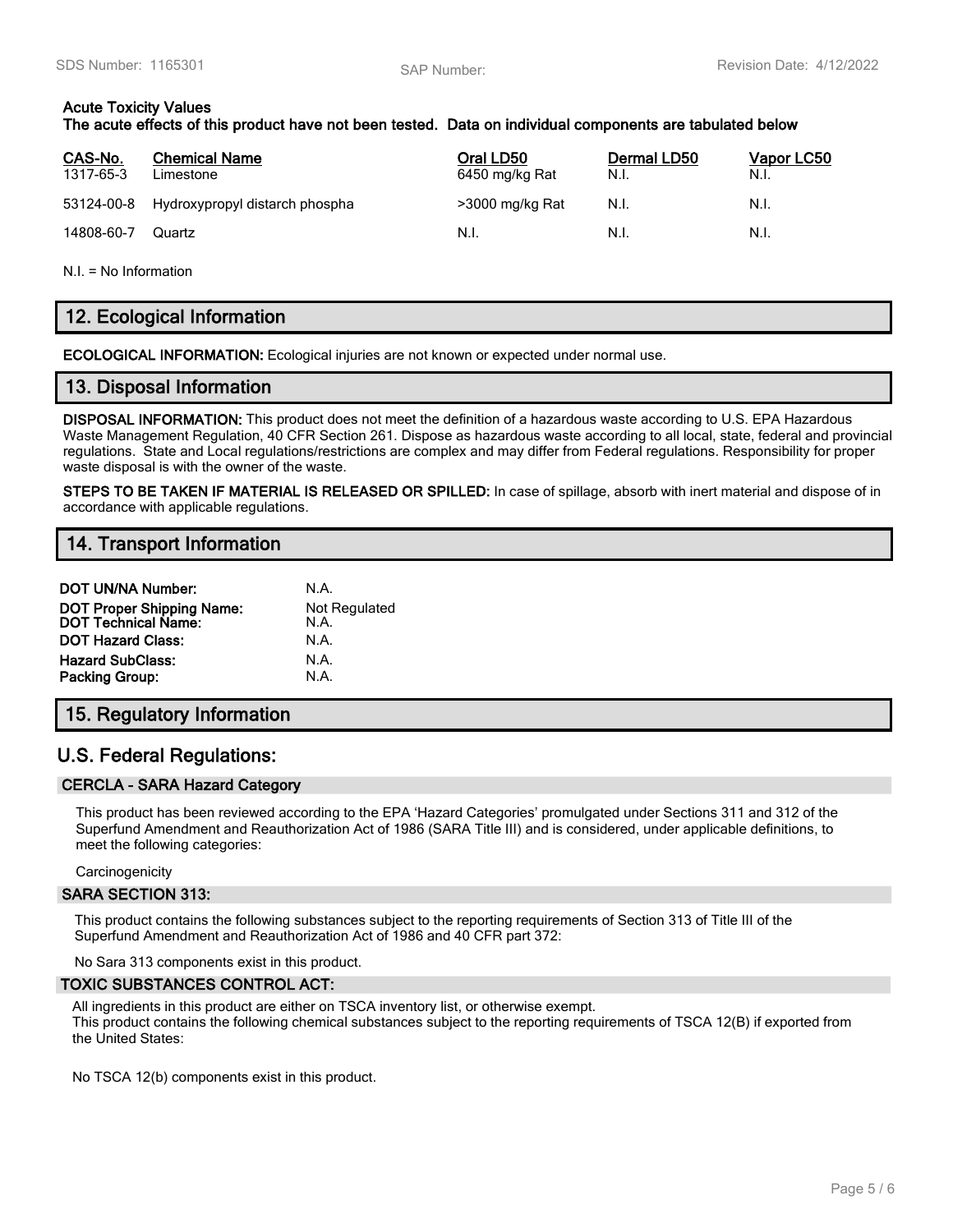**Acute Toxicity Values**
**The acute effects of this product have not been tested. Data on individual components are tabulated below**

| CAS-No. | Chemical Name | Oral LD50 | Dermal LD50 | Vapor LC50 |
|---|---|---|---|---|
| 1317-65-3 | Limestone | 6450 mg/kg Rat | N.I. | N.I. |
| 53124-00-8 | Hydroxypropyl distarch phospha | >3000 mg/kg Rat | N.I. | N.I. |
| 14808-60-7 | Quartz | N.I. | N.I. | N.I. |

N.I. = No Information

## 12. Ecological Information

**ECOLOGICAL INFORMATION:** Ecological injuries are not known or expected under normal use.

## 13. Disposal Information

**DISPOSAL INFORMATION:** This product does not meet the definition of a hazardous waste according to U.S. EPA Hazardous Waste Management Regulation, 40 CFR Section 261. Dispose as hazardous waste according to all local, state, federal and provincial regulations. State and Local regulations/restrictions are complex and may differ from Federal regulations. Responsibility for proper waste disposal is with the owner of the waste.

**STEPS TO BE TAKEN IF MATERIAL IS RELEASED OR SPILLED:** In case of spillage, absorb with inert material and dispose of in accordance with applicable regulations.

## 14. Transport Information

| | |
|---|---|
| **DOT UN/NA Number:** | N.A. |
| **DOT Proper Shipping Name:** | Not Regulated |
| **DOT Technical Name:** | N.A. |
| **DOT Hazard Class:** | N.A. |
| **Hazard SubClass:** | N.A. |
| **Packing Group:** | N.A. |

## 15. Regulatory Information

## U.S. Federal Regulations:

### CERCLA - SARA Hazard Category

This product has been reviewed according to the EPA 'Hazard Categories' promulgated under Sections 311 and 312 of the Superfund Amendment and Reauthorization Act of 1986 (SARA Title III) and is considered, under applicable definitions, to meet the following categories:

Carcinogenicity

### SARA SECTION 313:

This product contains the following substances subject to the reporting requirements of Section 313 of Title III of the Superfund Amendment and Reauthorization Act of 1986 and 40 CFR part 372:

No Sara 313 components exist in this product.

### TOXIC SUBSTANCES CONTROL ACT:

All ingredients in this product are either on TSCA inventory list, or otherwise exempt.
This product contains the following chemical substances subject to the reporting requirements of TSCA 12(B) if exported from the United States:

No TSCA 12(b) components exist in this product.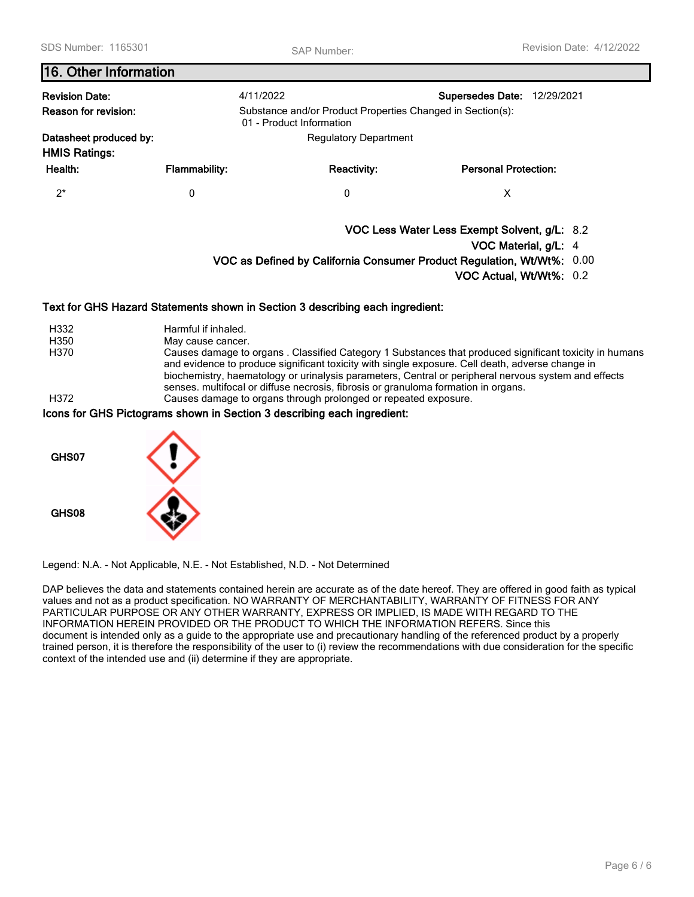## 16. Other Information

**Revision Date:** 4/11/2022 **Supersedes Date:** 12/29/2021

**Reason for revision:** Substance and/or Product Properties Changed in Section(s):
01 - Product Information

**Datasheet produced by:** Regulatory Department

**HMIS Ratings:**

| Health: | Flammability: | Reactivity: | Personal Protection: |
|---|---|---|---|
| 2* | 0 | 0 | X |

**VOC Less Water Less Exempt Solvent, g/L:** 8.2
**VOC Material, g/L:** 4
**VOC as Defined by California Consumer Product Regulation, Wt/Wt%:** 0.00
**VOC Actual, Wt/Wt%:** 0.2

### Text for GHS Hazard Statements shown in Section 3 describing each ingredient:

| | |
|---|---|
| H332 | Harmful if inhaled. |
| H350 | May cause cancer. |
| H370 | Causes damage to organs . Classified Category 1 Substances that produced significant toxicity in humans and evidence to produce significant toxicity with single exposure. Cell death, adverse change in biochemistry, haematology or urinalysis parameters, Central or peripheral nervous system and effects senses. multifocal or diffuse necrosis, fibrosis or granuloma formation in organs. |
| H372 | Causes damage to organs through prolonged or repeated exposure. |

### Icons for GHS Pictograms shown in Section 3 describing each ingredient:

GHS07

GHS08

Legend: N.A. - Not Applicable, N.E. - Not Established, N.D. - Not Determined

DAP believes the data and statements contained herein are accurate as of the date hereof. They are offered in good faith as typical values and not as a product specification. NO WARRANTY OF MERCHANTABILITY, WARRANTY OF FITNESS FOR ANY PARTICULAR PURPOSE OR ANY OTHER WARRANTY, EXPRESS OR IMPLIED, IS MADE WITH REGARD TO THE INFORMATION HEREIN PROVIDED OR THE PRODUCT TO WHICH THE INFORMATION REFERS. Since this document is intended only as a guide to the appropriate use and precautionary handling of the referenced product by a properly trained person, it is therefore the responsibility of the user to (i) review the recommendations with due consideration for the specific context of the intended use and (ii) determine if they are appropriate.